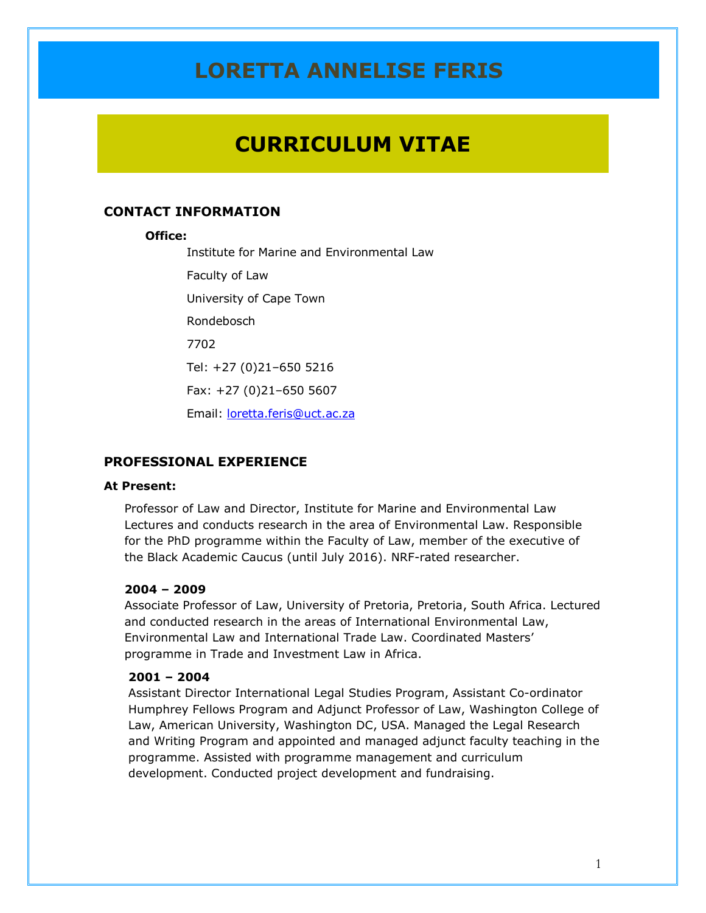# LORETTA ANNELISE FERIS

# CURRICULUM VITAE

## CONTACT INFORMATION

**Office:**

Institute for Marine and Environmental Law

Faculty of Law

University of Cape Town

Rondebosch

7702

Tel: +27 (0)21–650 5216

Fax: +27 (0)21–650 5607

Email: loretta.feris@uct.ac.za

## PROFESSIONAL EXPERIENCE

**At Present:**

Professor of Law and Director, Institute for Marine and Environmental Law Lectures and conducts research in the area of Environmental Law. Responsible for the PhD programme within the Faculty of Law, member of the executive of the Black Academic Caucus (until July 2016). NRF-rated researcher.

**2004 – 2009**

Associate Professor of Law, University of Pretoria, Pretoria, South Africa. Lectured and conducted research in the areas of International Environmental Law, Environmental Law and International Trade Law. Coordinated Masters' programme in Trade and Investment Law in Africa.

**2001 – 2004**

Assistant Director International Legal Studies Program, Assistant Co-ordinator Humphrey Fellows Program and Adjunct Professor of Law, Washington College of Law, American University, Washington DC, USA. Managed the Legal Research and Writing Program and appointed and managed adjunct faculty teaching in the programme. Assisted with programme management and curriculum development. Conducted project development and fundraising.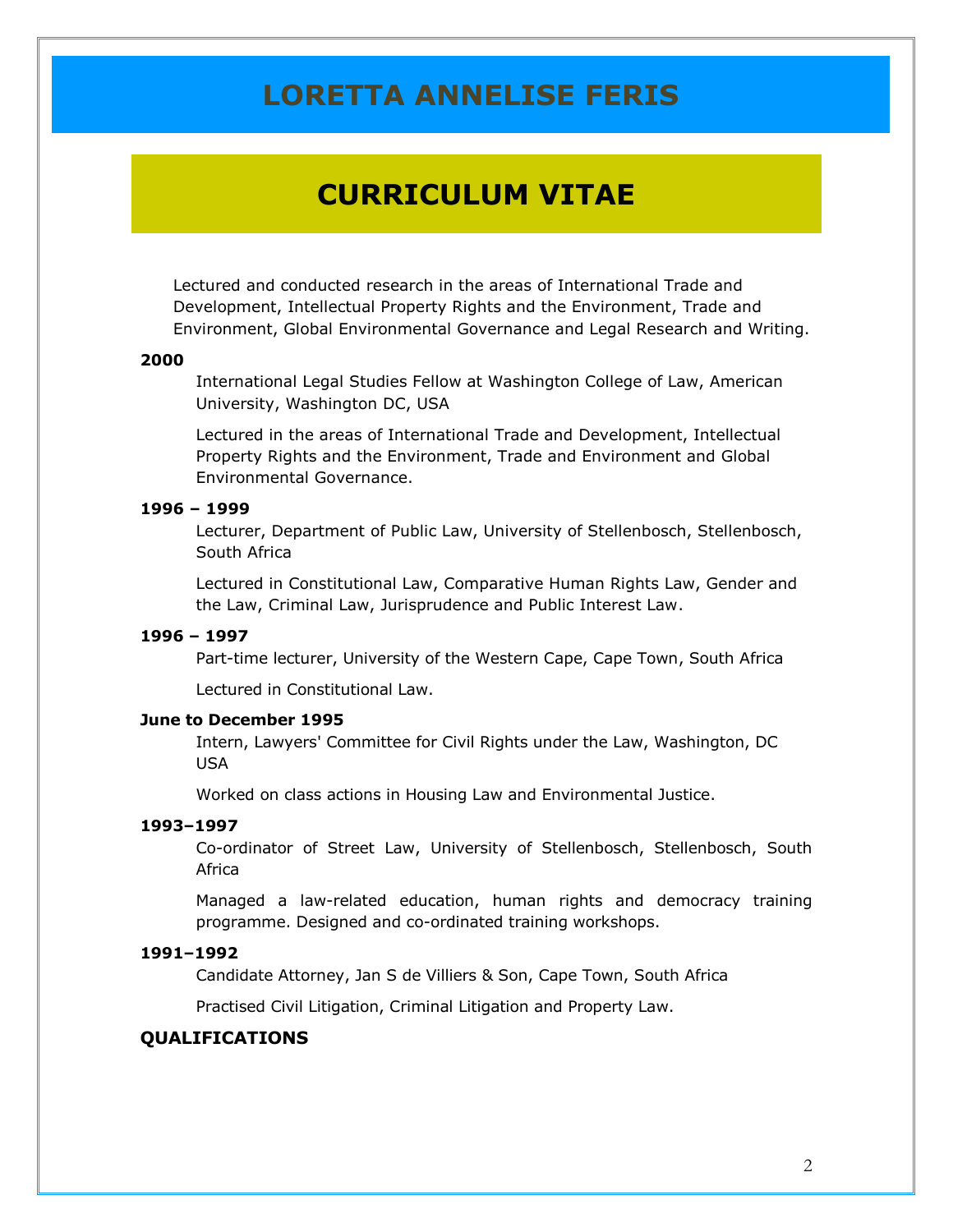# LORETTA ANNELISE FERIS

# CURRICULUM VITAE

Lectured and conducted research in the areas of International Trade and Development, Intellectual Property Rights and the Environment, Trade and Environment, Global Environmental Governance and Legal Research and Writing.

**2000**

International Legal Studies Fellow at Washington College of Law, American University, Washington DC, USA

Lectured in the areas of International Trade and Development, Intellectual Property Rights and the Environment, Trade and Environment and Global Environmental Governance.

**1996 – 1999**

Lecturer, Department of Public Law, University of Stellenbosch, Stellenbosch, South Africa

Lectured in Constitutional Law, Comparative Human Rights Law, Gender and the Law, Criminal Law, Jurisprudence and Public Interest Law.

**1996 – 1997**

Part-time lecturer, University of the Western Cape, Cape Town, South Africa

Lectured in Constitutional Law.

**June to December 1995**

Intern, Lawyers' Committee for Civil Rights under the Law, Washington, DC USA

Worked on class actions in Housing Law and Environmental Justice.

**1993–1997**

Co-ordinator of Street Law, University of Stellenbosch, Stellenbosch, South Africa

Managed a law-related education, human rights and democracy training programme. Designed and co-ordinated training workshops.

**1991–1992**

Candidate Attorney, Jan S de Villiers & Son, Cape Town, South Africa

Practised Civil Litigation, Criminal Litigation and Property Law.

## QUALIFICATIONS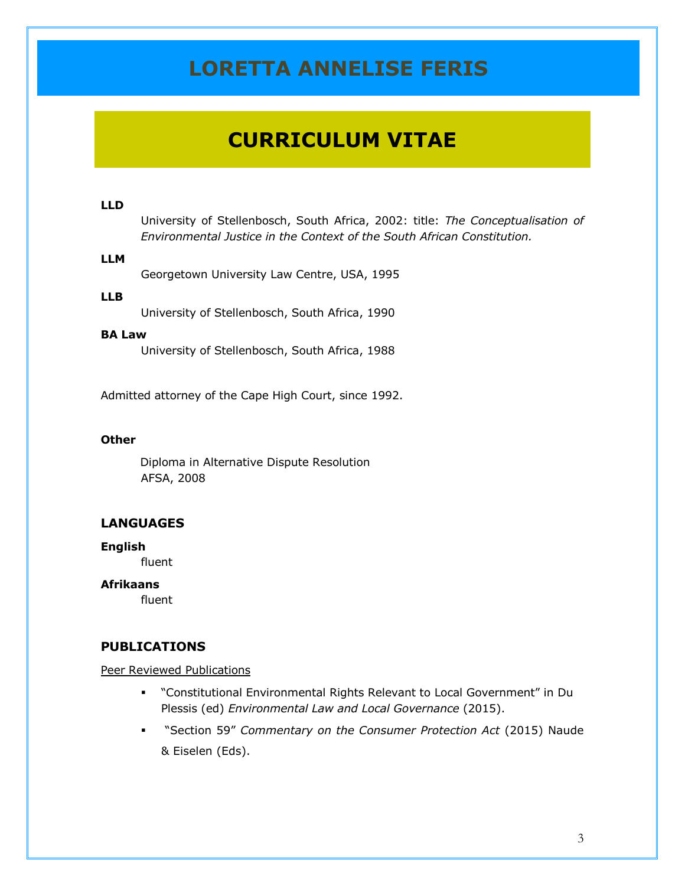# LORETTA ANNELISE FERIS

## CURRICULUM VITAE

**LLD**

University of Stellenbosch, South Africa, 2002: title: *The Conceptualisation of Environmental Justice in the Context of the South African Constitution.*

**LLM**

Georgetown University Law Centre, USA, 1995

**LLB**

University of Stellenbosch, South Africa, 1990

**BA Law**

University of Stellenbosch, South Africa, 1988

Admitted attorney of the Cape High Court, since 1992.

**Other**

Diploma in Alternative Dispute Resolution
AFSA, 2008

### LANGUAGES

**English**

fluent

**Afrikaans**

fluent

### PUBLICATIONS

Peer Reviewed Publications

- "Constitutional Environmental Rights Relevant to Local Government" in Du Plessis (ed) *Environmental Law and Local Governance* (2015).
- "Section 59" *Commentary on the Consumer Protection Act* (2015) Naude & Eiselen (Eds).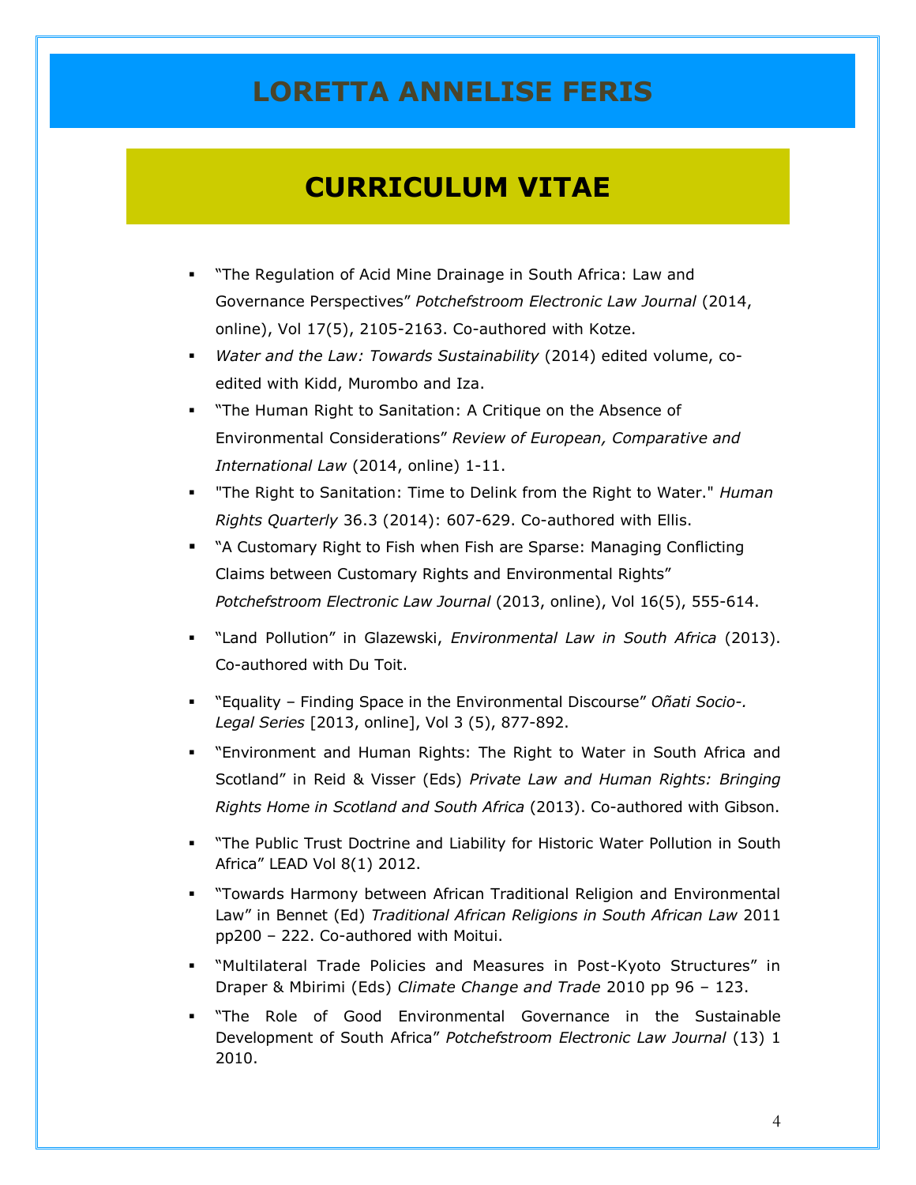# LORETTA ANNELISE FERIS

## CURRICULUM VITAE

- "The Regulation of Acid Mine Drainage in South Africa: Law and Governance Perspectives" *Potchefstroom Electronic Law Journal* (2014, online), Vol 17(5), 2105-2163. Co-authored with Kotze.
- *Water and the Law: Towards Sustainability* (2014) edited volume, co-edited with Kidd, Murombo and Iza.
- "The Human Right to Sanitation: A Critique on the Absence of Environmental Considerations" *Review of European, Comparative and International Law* (2014, online) 1-11.
- "The Right to Sanitation: Time to Delink from the Right to Water." *Human Rights Quarterly* 36.3 (2014): 607-629. Co-authored with Ellis.
- "A Customary Right to Fish when Fish are Sparse: Managing Conflicting Claims between Customary Rights and Environmental Rights" *Potchefstroom Electronic Law Journal* (2013, online), Vol 16(5), 555-614.
- "Land Pollution" in Glazewski, *Environmental Law in South Africa* (2013). Co-authored with Du Toit.
- "Equality – Finding Space in the Environmental Discourse" *Oñati Socio-. Legal Series* [2013, online], Vol 3 (5), 877-892.
- "Environment and Human Rights: The Right to Water in South Africa and Scotland" in Reid & Visser (Eds) *Private Law and Human Rights: Bringing Rights Home in Scotland and South Africa* (2013). Co-authored with Gibson.
- "The Public Trust Doctrine and Liability for Historic Water Pollution in South Africa" LEAD Vol 8(1) 2012.
- "Towards Harmony between African Traditional Religion and Environmental Law" in Bennet (Ed) *Traditional African Religions in South African Law* 2011 pp200 – 222. Co-authored with Moitui.
- "Multilateral Trade Policies and Measures in Post-Kyoto Structures" in Draper & Mbirimi (Eds) *Climate Change and Trade* 2010 pp 96 – 123.
- "The Role of Good Environmental Governance in the Sustainable Development of South Africa" *Potchefstroom Electronic Law Journal* (13) 1 2010.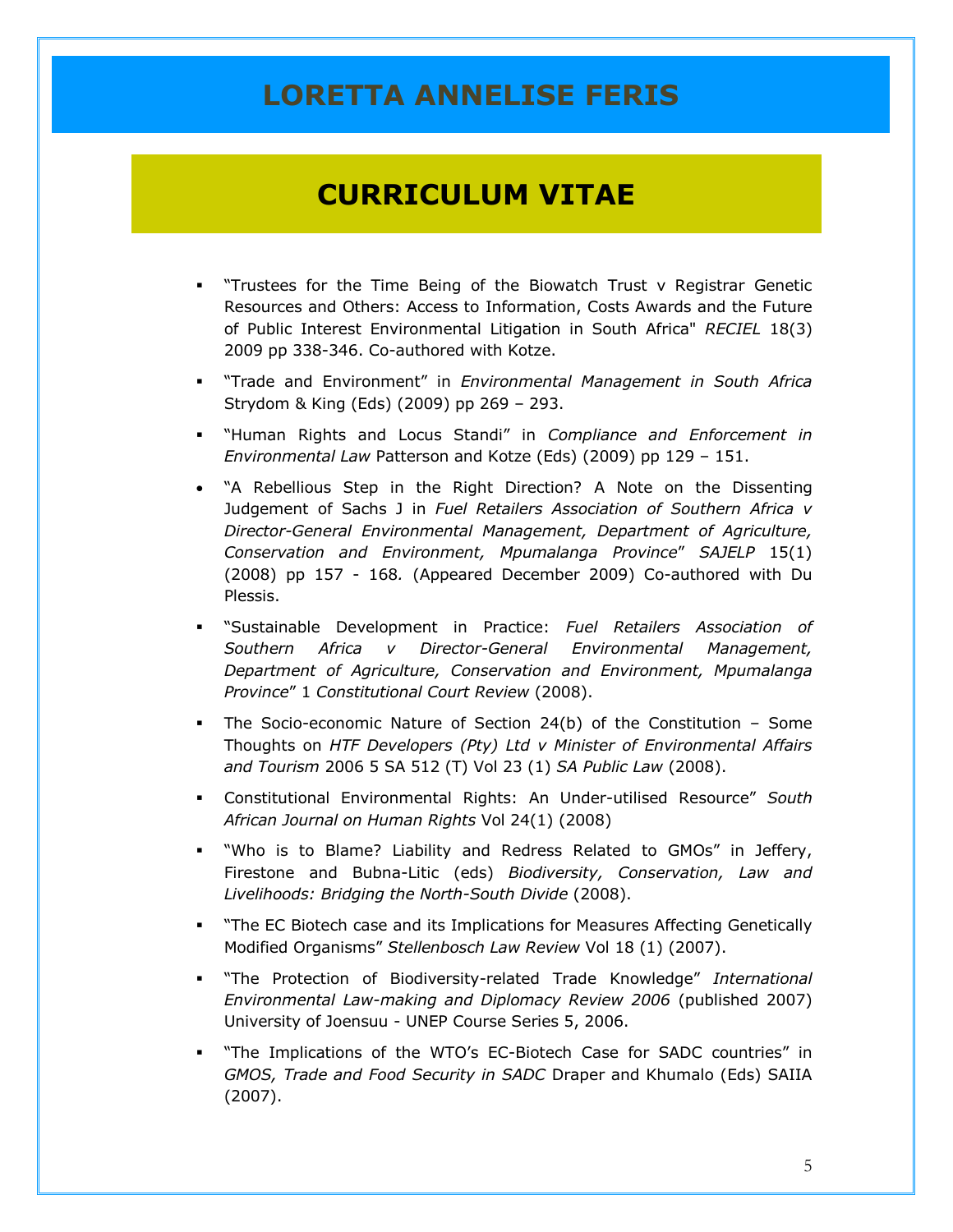# LORETTA ANNELISE FERIS

## CURRICULUM VITAE

- "Trustees for the Time Being of the Biowatch Trust v Registrar Genetic Resources and Others: Access to Information, Costs Awards and the Future of Public Interest Environmental Litigation in South Africa" *RECIEL* 18(3) 2009 pp 338-346. Co-authored with Kotze.
- "Trade and Environment" in *Environmental Management in South Africa* Strydom & King (Eds) (2009) pp 269 – 293.
- "Human Rights and Locus Standi" in *Compliance and Enforcement in Environmental Law* Patterson and Kotze (Eds) (2009) pp 129 – 151.
- "A Rebellious Step in the Right Direction? A Note on the Dissenting Judgement of Sachs J in *Fuel Retailers Association of Southern Africa v Director-General Environmental Management, Department of Agriculture, Conservation and Environment, Mpumalanga Province*" *SAJELP* 15(1) (2008) pp 157 - 168. (Appeared December 2009) Co-authored with Du Plessis.
- "Sustainable Development in Practice: *Fuel Retailers Association of Southern Africa v Director-General Environmental Management, Department of Agriculture, Conservation and Environment, Mpumalanga Province*" 1 *Constitutional Court Review* (2008).
- The Socio-economic Nature of Section 24(b) of the Constitution – Some Thoughts on *HTF Developers (Pty) Ltd v Minister of Environmental Affairs and Tourism* 2006 5 SA 512 (T) Vol 23 (1) *SA Public Law* (2008).
- Constitutional Environmental Rights: An Under-utilised Resource" *South African Journal on Human Rights* Vol 24(1) (2008)
- "Who is to Blame? Liability and Redress Related to GMOs" in Jeffery, Firestone and Bubna-Litic (eds) *Biodiversity, Conservation, Law and Livelihoods: Bridging the North-South Divide* (2008).
- "The EC Biotech case and its Implications for Measures Affecting Genetically Modified Organisms" *Stellenbosch Law Review* Vol 18 (1) (2007).
- "The Protection of Biodiversity-related Trade Knowledge" *International Environmental Law-making and Diplomacy Review 2006* (published 2007) University of Joensuu - UNEP Course Series 5, 2006.
- "The Implications of the WTO's EC-Biotech Case for SADC countries" in *GMOS, Trade and Food Security in SADC* Draper and Khumalo (Eds) SAIIA (2007).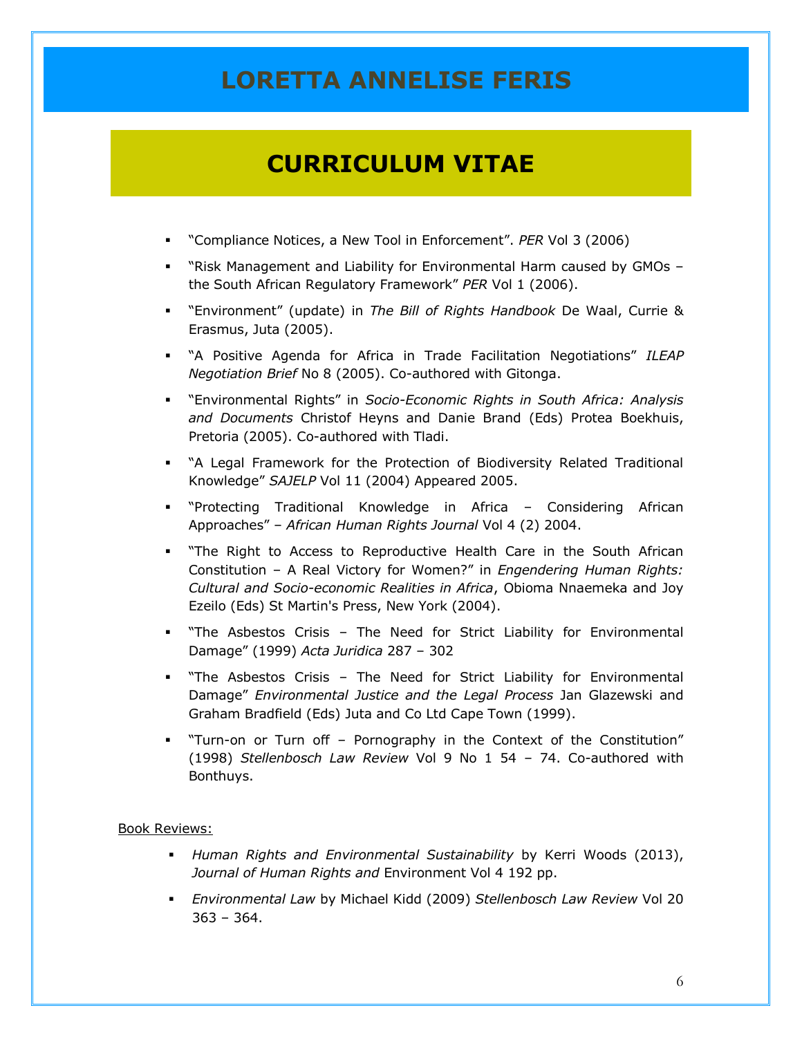# LORETTA ANNELISE FERIS

## CURRICULUM VITAE

- "Compliance Notices, a New Tool in Enforcement". *PER* Vol 3 (2006)
- "Risk Management and Liability for Environmental Harm caused by GMOs – the South African Regulatory Framework" *PER* Vol 1 (2006).
- "Environment" (update) in *The Bill of Rights Handbook* De Waal, Currie & Erasmus, Juta (2005).
- "A Positive Agenda for Africa in Trade Facilitation Negotiations" *ILEAP Negotiation Brief* No 8 (2005). Co-authored with Gitonga.
- "Environmental Rights" in *Socio-Economic Rights in South Africa: Analysis and Documents* Christof Heyns and Danie Brand (Eds) Protea Boekhuis, Pretoria (2005). Co-authored with Tladi.
- "A Legal Framework for the Protection of Biodiversity Related Traditional Knowledge" *SAJELP* Vol 11 (2004) Appeared 2005.
- "Protecting Traditional Knowledge in Africa – Considering African Approaches" – *African Human Rights Journal* Vol 4 (2) 2004.
- "The Right to Access to Reproductive Health Care in the South African Constitution – A Real Victory for Women?" in *Engendering Human Rights: Cultural and Socio-economic Realities in Africa*, Obioma Nnaemeka and Joy Ezeilo (Eds) St Martin's Press, New York (2004).
- "The Asbestos Crisis – The Need for Strict Liability for Environmental Damage" (1999) *Acta Juridica* 287 – 302
- "The Asbestos Crisis – The Need for Strict Liability for Environmental Damage" *Environmental Justice and the Legal Process* Jan Glazewski and Graham Bradfield (Eds) Juta and Co Ltd Cape Town (1999).
- "Turn-on or Turn off – Pornography in the Context of the Constitution" (1998) *Stellenbosch Law Review* Vol 9 No 1 54 – 74. Co-authored with Bonthuys.

Book Reviews:

- *Human Rights and Environmental Sustainability* by Kerri Woods (2013), *Journal of Human Rights and* Environment Vol 4 192 pp.
- *Environmental Law* by Michael Kidd (2009) *Stellenbosch Law Review* Vol 20 363 – 364.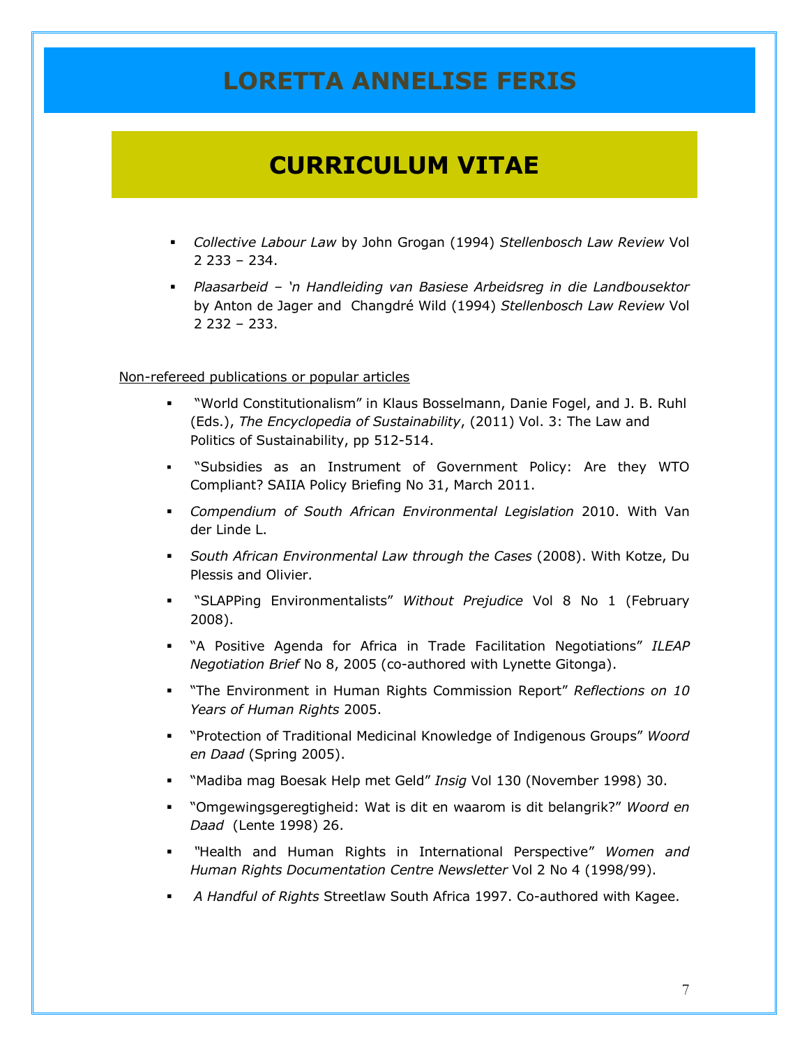- *Collective Labour Law* by John Grogan (1994) *Stellenbosch Law Review* Vol 2 233 – 234.
- *Plaasarbeid – 'n Handleiding van Basiese Arbeidsreg in die Landbousektor* by Anton de Jager and Changdré Wild (1994) *Stellenbosch Law Review* Vol 2 232 – 233.

Non-refereed publications or popular articles

- "World Constitutionalism" in Klaus Bosselmann, Danie Fogel, and J. B. Ruhl (Eds.), *The Encyclopedia of Sustainability*, (2011) Vol. 3: The Law and Politics of Sustainability, pp 512-514.
- "Subsidies as an Instrument of Government Policy: Are they WTO Compliant? SAIIA Policy Briefing No 31, March 2011.
- *Compendium of South African Environmental Legislation* 2010. With Van der Linde L.
- *South African Environmental Law through the Cases* (2008). With Kotze, Du Plessis and Olivier.
- "SLAPPing Environmentalists" *Without Prejudice* Vol 8 No 1 (February 2008).
- "A Positive Agenda for Africa in Trade Facilitation Negotiations" *ILEAP Negotiation Brief* No 8, 2005 (co-authored with Lynette Gitonga).
- "The Environment in Human Rights Commission Report" *Reflections on 10 Years of Human Rights* 2005.
- "Protection of Traditional Medicinal Knowledge of Indigenous Groups" *Woord en Daad* (Spring 2005).
- "Madiba mag Boesak Help met Geld" *Insig* Vol 130 (November 1998) 30.
- "Omgewingsgeregtigheid: Wat is dit en waarom is dit belangrik?" *Woord en Daad* (Lente 1998) 26.
- "Health and Human Rights in International Perspective" *Women and Human Rights Documentation Centre Newsletter* Vol 2 No 4 (1998/99).
- *A Handful of Rights* Streetlaw South Africa 1997. Co-authored with Kagee.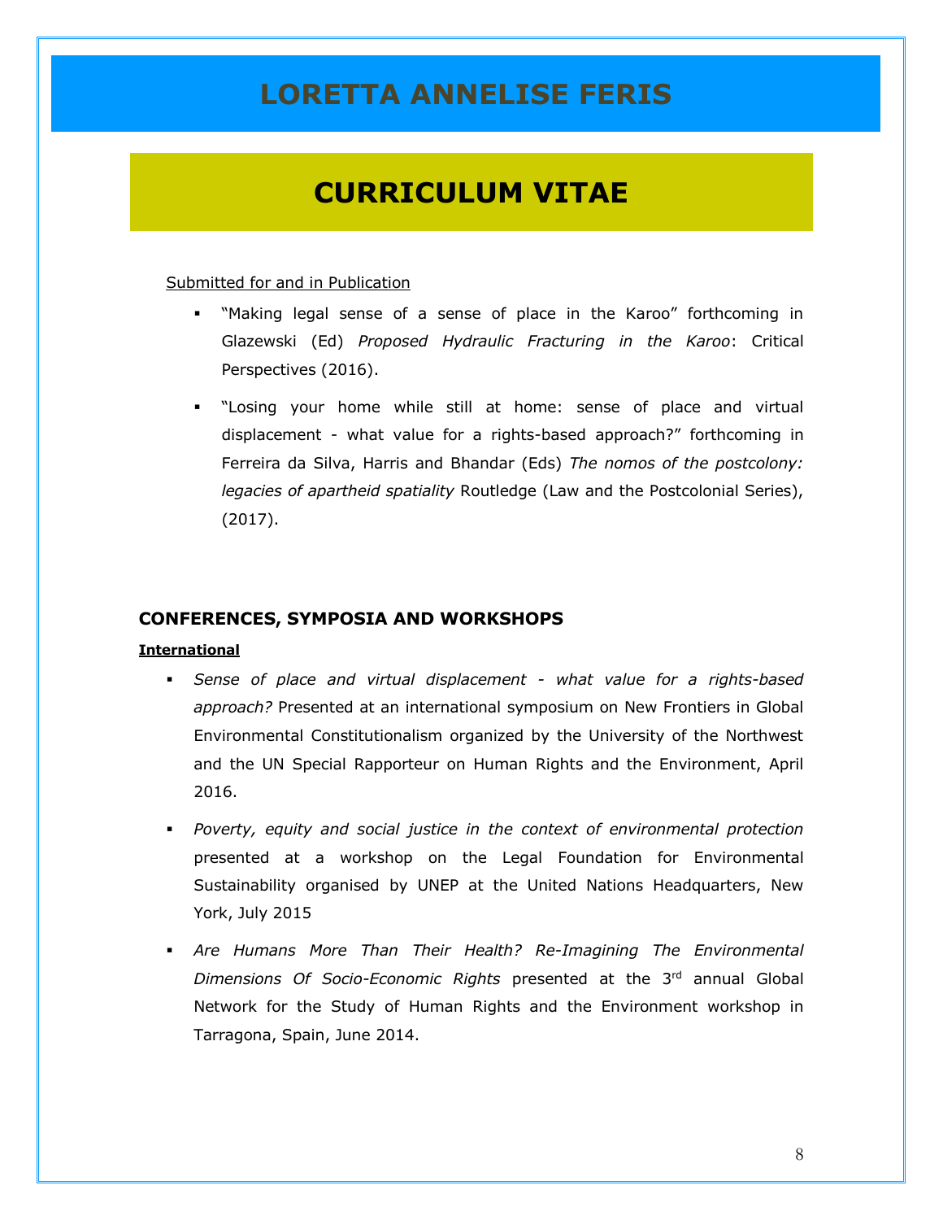# LORETTA ANNELISE FERIS

## CURRICULUM VITAE

Submitted for and in Publication

- "Making legal sense of a sense of place in the Karoo" forthcoming in Glazewski (Ed) *Proposed Hydraulic Fracturing in the Karoo*: Critical Perspectives (2016).
- "Losing your home while still at home: sense of place and virtual displacement - what value for a rights-based approach?" forthcoming in Ferreira da Silva, Harris and Bhandar (Eds) *The nomos of the postcolony: legacies of apartheid spatiality* Routledge (Law and the Postcolonial Series), (2017).

### CONFERENCES, SYMPOSIA AND WORKSHOPS

**International**

- *Sense of place and virtual displacement - what value for a rights-based approach?* Presented at an international symposium on New Frontiers in Global Environmental Constitutionalism organized by the University of the Northwest and the UN Special Rapporteur on Human Rights and the Environment, April 2016.
- *Poverty, equity and social justice in the context of environmental protection* presented at a workshop on the Legal Foundation for Environmental Sustainability organised by UNEP at the United Nations Headquarters, New York, July 2015
- *Are Humans More Than Their Health? Re-Imagining The Environmental Dimensions Of Socio-Economic Rights* presented at the 3rd annual Global Network for the Study of Human Rights and the Environment workshop in Tarragona, Spain, June 2014.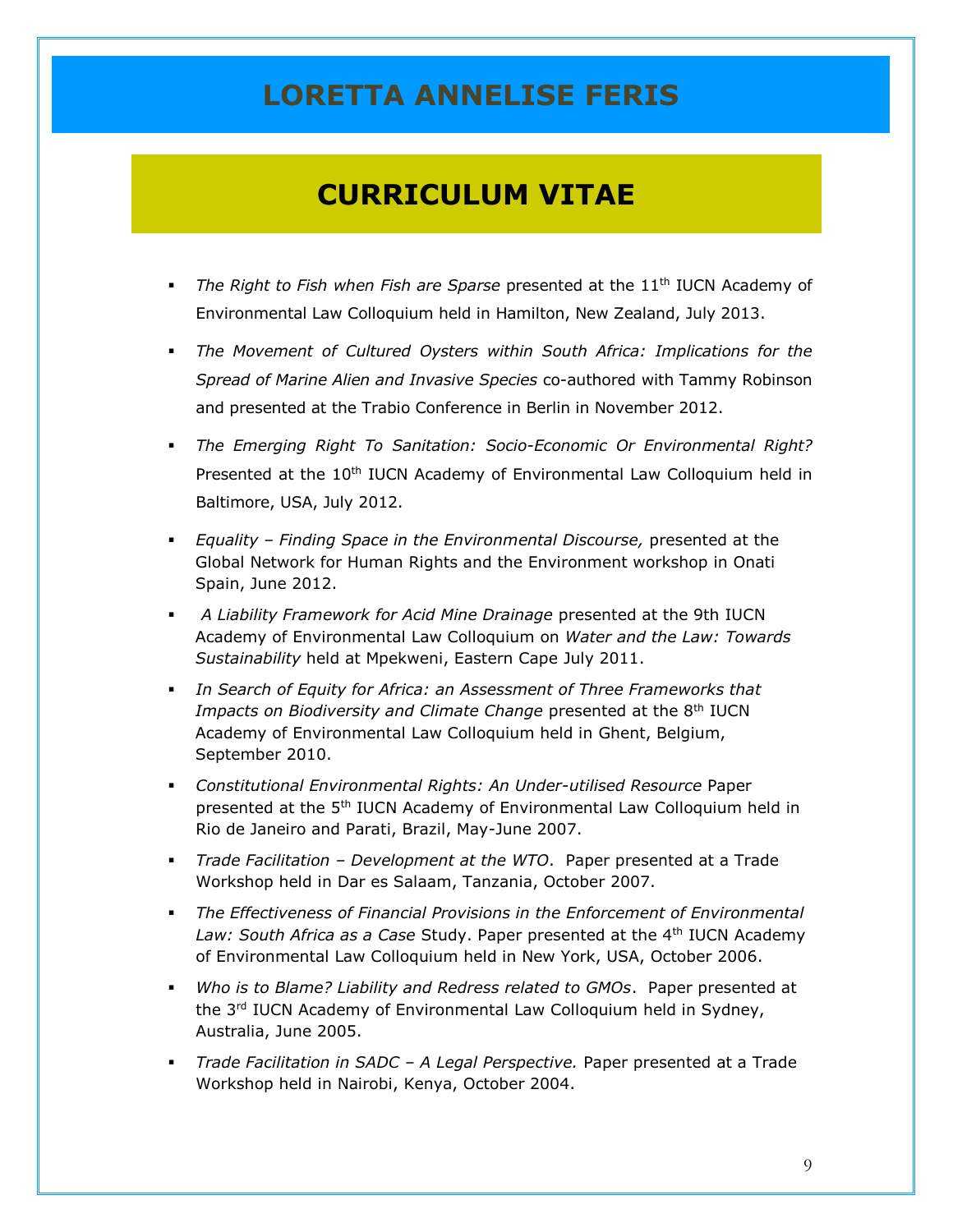# LORETTA ANNELISE FERIS

## CURRICULUM VITAE

- *The Right to Fish when Fish are Sparse* presented at the 11th IUCN Academy of Environmental Law Colloquium held in Hamilton, New Zealand, July 2013.
- *The Movement of Cultured Oysters within South Africa: Implications for the Spread of Marine Alien and Invasive Species* co-authored with Tammy Robinson and presented at the Trabio Conference in Berlin in November 2012.
- *The Emerging Right To Sanitation: Socio-Economic Or Environmental Right?* Presented at the 10th IUCN Academy of Environmental Law Colloquium held in Baltimore, USA, July 2012.
- *Equality – Finding Space in the Environmental Discourse,* presented at the Global Network for Human Rights and the Environment workshop in Onati Spain, June 2012.
- *A Liability Framework for Acid Mine Drainage* presented at the 9th IUCN Academy of Environmental Law Colloquium on *Water and the Law: Towards Sustainability* held at Mpekweni, Eastern Cape July 2011.
- *In Search of Equity for Africa: an Assessment of Three Frameworks that Impacts on Biodiversity and Climate Change* presented at the 8th IUCN Academy of Environmental Law Colloquium held in Ghent, Belgium, September 2010.
- *Constitutional Environmental Rights: An Under-utilised Resource* Paper presented at the 5th IUCN Academy of Environmental Law Colloquium held in Rio de Janeiro and Parati, Brazil, May-June 2007.
- *Trade Facilitation – Development at the WTO*. Paper presented at a Trade Workshop held in Dar es Salaam, Tanzania, October 2007.
- *The Effectiveness of Financial Provisions in the Enforcement of Environmental Law: South Africa as a Case* Study. Paper presented at the 4th IUCN Academy of Environmental Law Colloquium held in New York, USA, October 2006.
- *Who is to Blame? Liability and Redress related to GMOs*. Paper presented at the 3rd IUCN Academy of Environmental Law Colloquium held in Sydney, Australia, June 2005.
- *Trade Facilitation in SADC – A Legal Perspective.* Paper presented at a Trade Workshop held in Nairobi, Kenya, October 2004.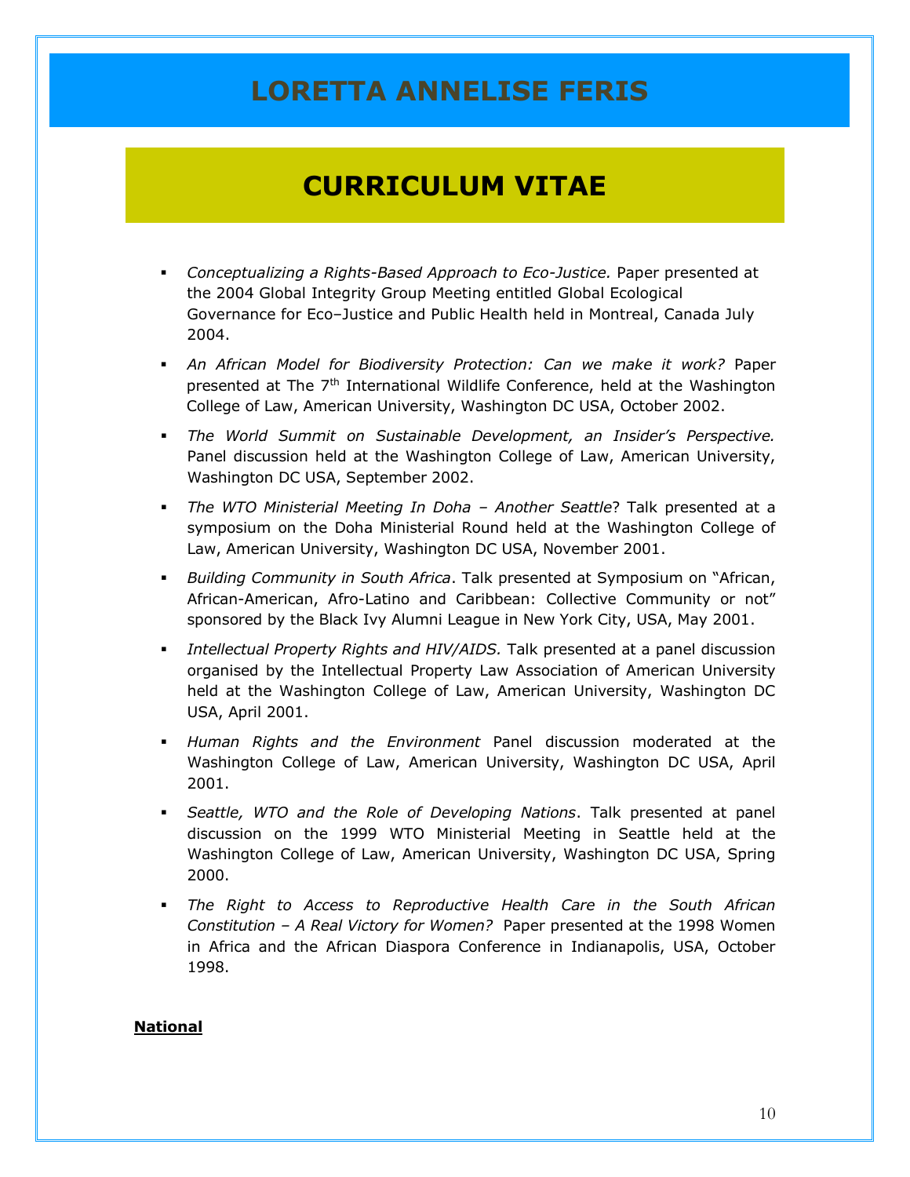# LORETTA ANNELISE FERIS

## CURRICULUM VITAE

- *Conceptualizing a Rights-Based Approach to Eco-Justice.* Paper presented at the 2004 Global Integrity Group Meeting entitled Global Ecological Governance for Eco–Justice and Public Health held in Montreal, Canada July 2004.
- *An African Model for Biodiversity Protection: Can we make it work?* Paper presented at The 7th International Wildlife Conference, held at the Washington College of Law, American University, Washington DC USA, October 2002.
- *The World Summit on Sustainable Development, an Insider's Perspective.* Panel discussion held at the Washington College of Law, American University, Washington DC USA, September 2002.
- *The WTO Ministerial Meeting In Doha – Another Seattle*? Talk presented at a symposium on the Doha Ministerial Round held at the Washington College of Law, American University, Washington DC USA, November 2001.
- *Building Community in South Africa*. Talk presented at Symposium on "African, African-American, Afro-Latino and Caribbean: Collective Community or not" sponsored by the Black Ivy Alumni League in New York City, USA, May 2001.
- *Intellectual Property Rights and HIV/AIDS.* Talk presented at a panel discussion organised by the Intellectual Property Law Association of American University held at the Washington College of Law, American University, Washington DC USA, April 2001.
- *Human Rights and the Environment* Panel discussion moderated at the Washington College of Law, American University, Washington DC USA, April 2001.
- *Seattle, WTO and the Role of Developing Nations*. Talk presented at panel discussion on the 1999 WTO Ministerial Meeting in Seattle held at the Washington College of Law, American University, Washington DC USA, Spring 2000.
- *The Right to Access to Reproductive Health Care in the South African Constitution – A Real Victory for Women?* Paper presented at the 1998 Women in Africa and the African Diaspora Conference in Indianapolis, USA, October 1998.

**National**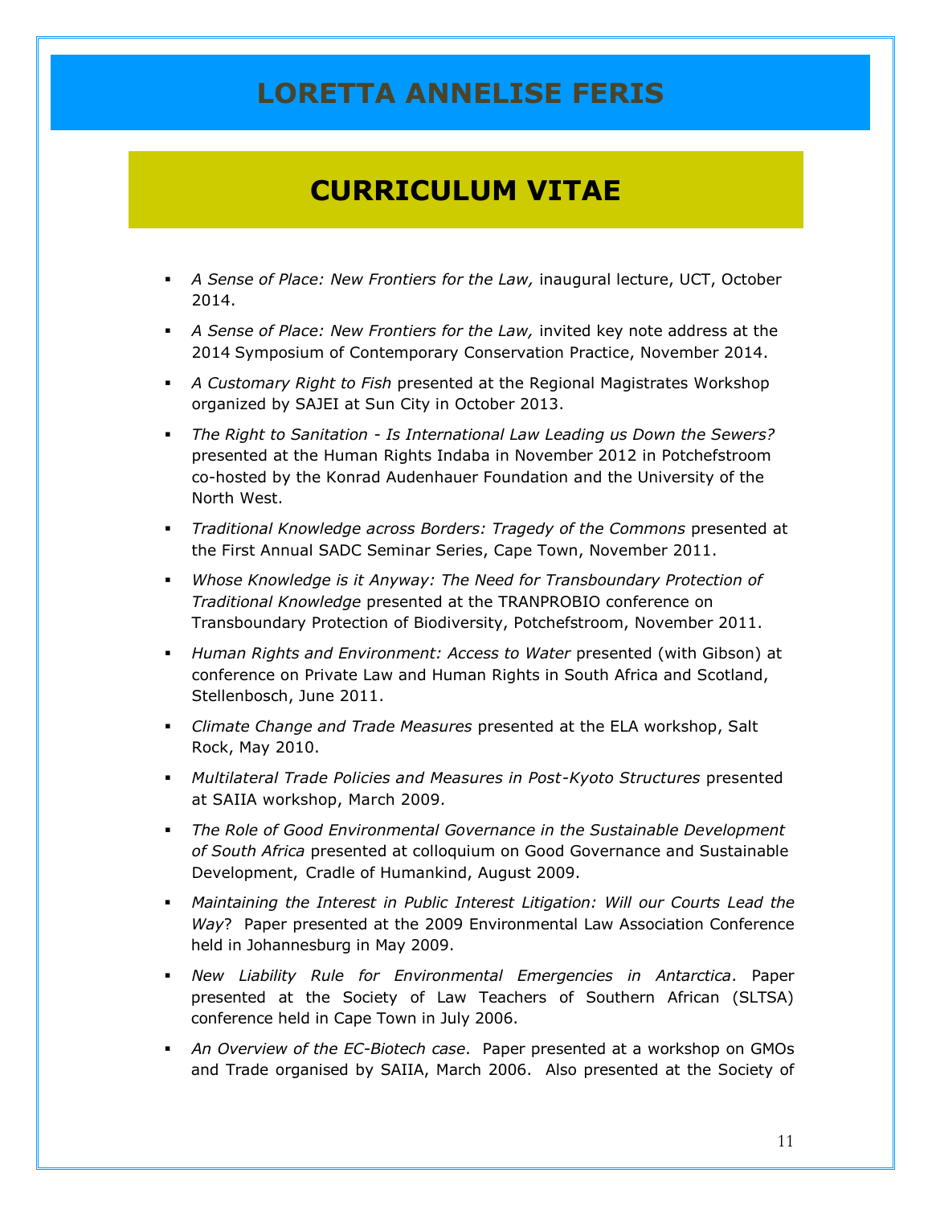# LORETTA ANNELISE FERIS

## CURRICULUM VITAE

- *A Sense of Place: New Frontiers for the Law,* inaugural lecture, UCT, October 2014.
- *A Sense of Place: New Frontiers for the Law,* invited key note address at the 2014 Symposium of Contemporary Conservation Practice, November 2014.
- *A Customary Right to Fish* presented at the Regional Magistrates Workshop organized by SAJEI at Sun City in October 2013.
- *The Right to Sanitation - Is International Law Leading us Down the Sewers?* presented at the Human Rights Indaba in November 2012 in Potchefstroom co-hosted by the Konrad Audenhauer Foundation and the University of the North West.
- *Traditional Knowledge across Borders: Tragedy of the Commons* presented at the First Annual SADC Seminar Series, Cape Town, November 2011.
- *Whose Knowledge is it Anyway: The Need for Transboundary Protection of Traditional Knowledge* presented at the TRANPROBIO conference on Transboundary Protection of Biodiversity, Potchefstroom, November 2011.
- *Human Rights and Environment: Access to Water* presented (with Gibson) at conference on Private Law and Human Rights in South Africa and Scotland, Stellenbosch, June 2011.
- *Climate Change and Trade Measures* presented at the ELA workshop, Salt Rock, May 2010.
- *Multilateral Trade Policies and Measures in Post-Kyoto Structures* presented at SAIIA workshop, March 2009.
- *The Role of Good Environmental Governance in the Sustainable Development of South Africa* presented at colloquium on Good Governance and Sustainable Development, Cradle of Humankind, August 2009.
- *Maintaining the Interest in Public Interest Litigation: Will our Courts Lead the Way*? Paper presented at the 2009 Environmental Law Association Conference held in Johannesburg in May 2009.
- *New Liability Rule for Environmental Emergencies in Antarctica*. Paper presented at the Society of Law Teachers of Southern African (SLTSA) conference held in Cape Town in July 2006.
- *An Overview of the EC-Biotech case*. Paper presented at a workshop on GMOs and Trade organised by SAIIA, March 2006. Also presented at the Society of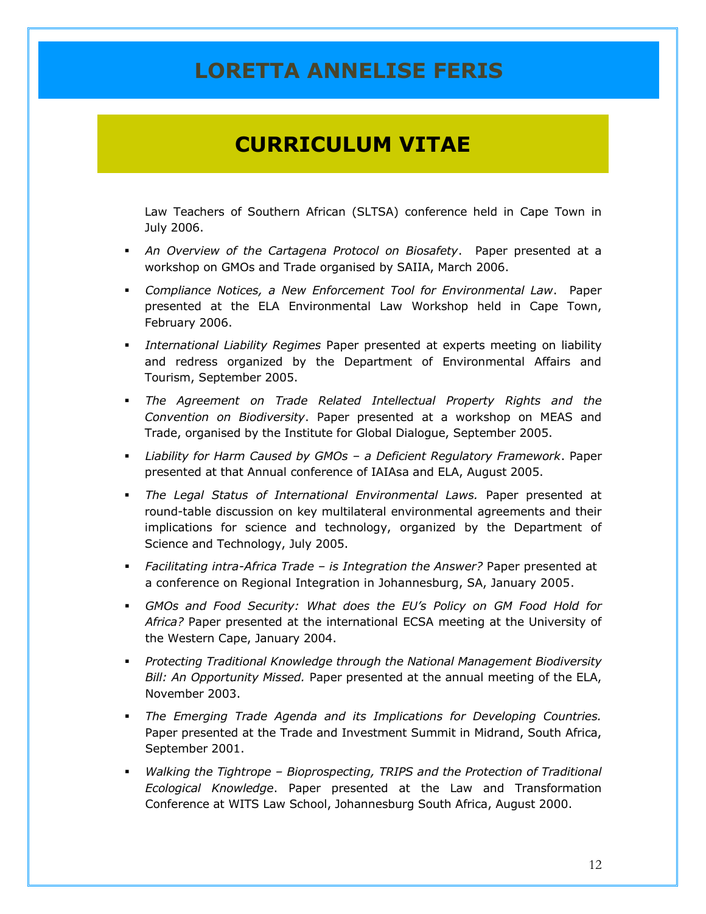# LORETTA ANNELISE FERIS

## CURRICULUM VITAE

Law Teachers of Southern African (SLTSA) conference held in Cape Town in July 2006.

- *An Overview of the Cartagena Protocol on Biosafety*. Paper presented at a workshop on GMOs and Trade organised by SAIIA, March 2006.
- *Compliance Notices, a New Enforcement Tool for Environmental Law*. Paper presented at the ELA Environmental Law Workshop held in Cape Town, February 2006.
- *International Liability Regimes* Paper presented at experts meeting on liability and redress organized by the Department of Environmental Affairs and Tourism, September 2005.
- *The Agreement on Trade Related Intellectual Property Rights and the Convention on Biodiversity*. Paper presented at a workshop on MEAS and Trade, organised by the Institute for Global Dialogue, September 2005.
- *Liability for Harm Caused by GMOs – a Deficient Regulatory Framework*. Paper presented at that Annual conference of IAIAsa and ELA, August 2005.
- *The Legal Status of International Environmental Laws.* Paper presented at round-table discussion on key multilateral environmental agreements and their implications for science and technology, organized by the Department of Science and Technology, July 2005.
- *Facilitating intra-Africa Trade – is Integration the Answer?* Paper presented at a conference on Regional Integration in Johannesburg, SA, January 2005.
- *GMOs and Food Security: What does the EU's Policy on GM Food Hold for Africa?* Paper presented at the international ECSA meeting at the University of the Western Cape, January 2004.
- *Protecting Traditional Knowledge through the National Management Biodiversity Bill: An Opportunity Missed.* Paper presented at the annual meeting of the ELA, November 2003.
- *The Emerging Trade Agenda and its Implications for Developing Countries.* Paper presented at the Trade and Investment Summit in Midrand, South Africa, September 2001.
- *Walking the Tightrope – Bioprospecting, TRIPS and the Protection of Traditional Ecological Knowledge*. Paper presented at the Law and Transformation Conference at WITS Law School, Johannesburg South Africa, August 2000.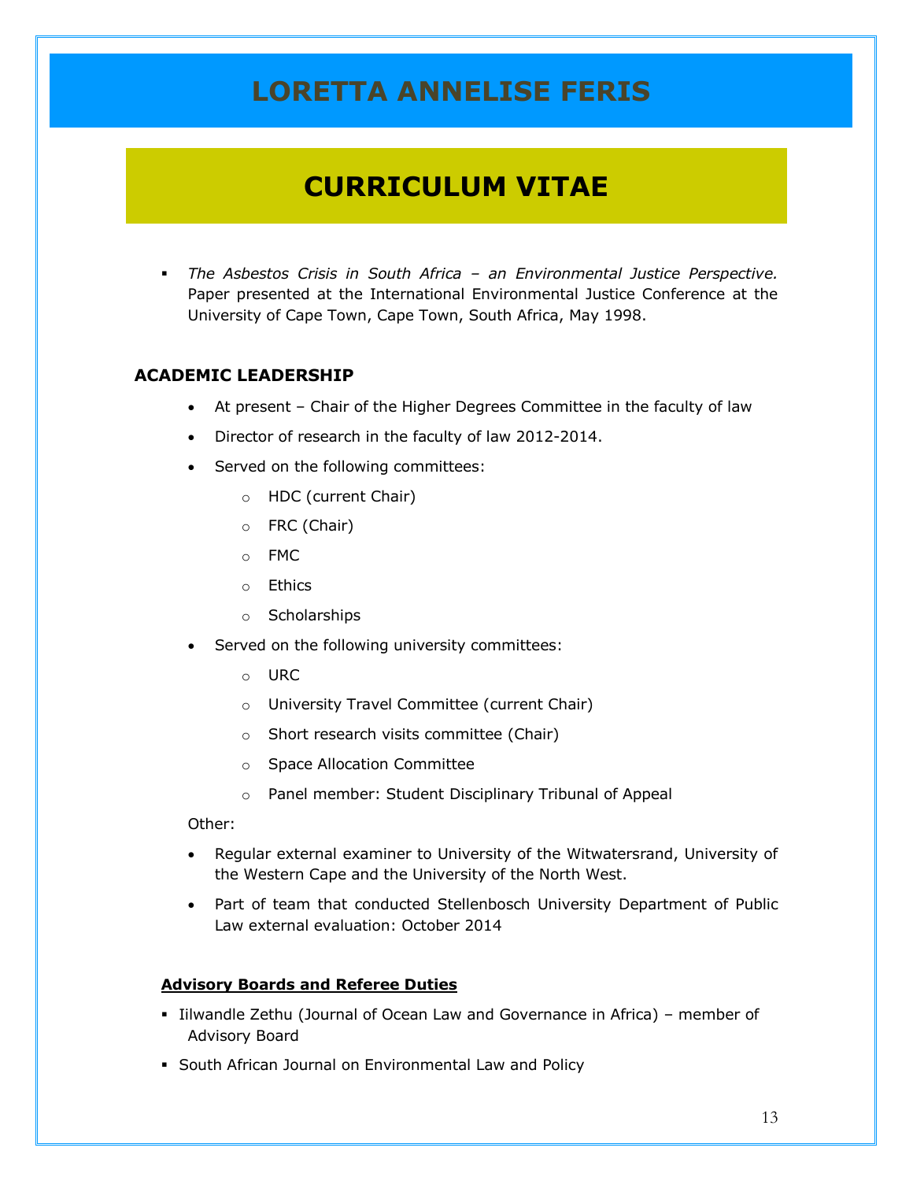# LORETTA ANNELISE FERIS

## CURRICULUM VITAE

- *The Asbestos Crisis in South Africa – an Environmental Justice Perspective.* Paper presented at the International Environmental Justice Conference at the University of Cape Town, Cape Town, South Africa, May 1998.

### ACADEMIC LEADERSHIP

- At present – Chair of the Higher Degrees Committee in the faculty of law
- Director of research in the faculty of law 2012-2014.
- Served on the following committees:
  - HDC (current Chair)
  - FRC (Chair)
  - FMC
  - Ethics
  - Scholarships
- Served on the following university committees:
  - URC
  - University Travel Committee (current Chair)
  - Short research visits committee (Chair)
  - Space Allocation Committee
  - Panel member: Student Disciplinary Tribunal of Appeal

Other:

- Regular external examiner to University of the Witwatersrand, University of the Western Cape and the University of the North West.
- Part of team that conducted Stellenbosch University Department of Public Law external evaluation: October 2014

#### Advisory Boards and Referee Duties

- Iilwandle Zethu (Journal of Ocean Law and Governance in Africa) – member of Advisory Board
- South African Journal on Environmental Law and Policy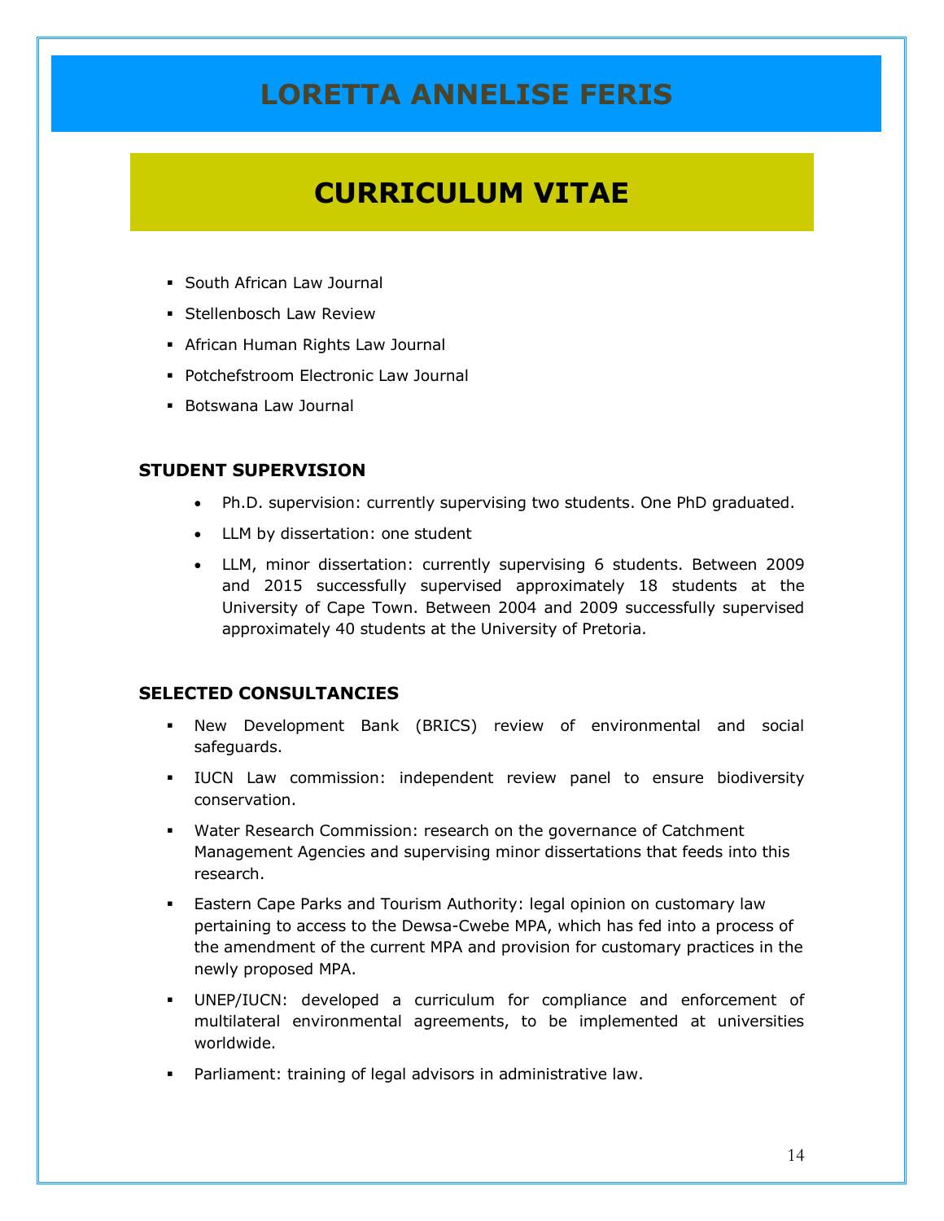# LORETTA ANNELISE FERIS

## CURRICULUM VITAE

- South African Law Journal
- Stellenbosch Law Review
- African Human Rights Law Journal
- Potchefstroom Electronic Law Journal
- Botswana Law Journal

### STUDENT SUPERVISION

- Ph.D. supervision: currently supervising two students. One PhD graduated.
- LLM by dissertation: one student
- LLM, minor dissertation: currently supervising 6 students. Between 2009 and 2015 successfully supervised approximately 18 students at the University of Cape Town. Between 2004 and 2009 successfully supervised approximately 40 students at the University of Pretoria.

### SELECTED CONSULTANCIES

- New Development Bank (BRICS) review of environmental and social safeguards.
- IUCN Law commission: independent review panel to ensure biodiversity conservation.
- Water Research Commission: research on the governance of Catchment Management Agencies and supervising minor dissertations that feeds into this research.
- Eastern Cape Parks and Tourism Authority: legal opinion on customary law pertaining to access to the Dewsa-Cwebe MPA, which has fed into a process of the amendment of the current MPA and provision for customary practices in the newly proposed MPA.
- UNEP/IUCN: developed a curriculum for compliance and enforcement of multilateral environmental agreements, to be implemented at universities worldwide.
- Parliament: training of legal advisors in administrative law.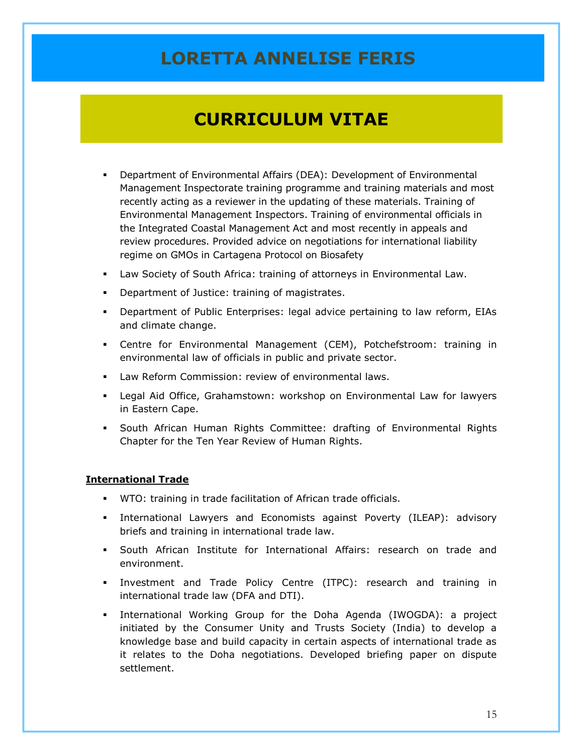# LORETTA ANNELISE FERIS

## CURRICULUM VITAE

- Department of Environmental Affairs (DEA): Development of Environmental Management Inspectorate training programme and training materials and most recently acting as a reviewer in the updating of these materials. Training of Environmental Management Inspectors. Training of environmental officials in the Integrated Coastal Management Act and most recently in appeals and review procedures. Provided advice on negotiations for international liability regime on GMOs in Cartagena Protocol on Biosafety
- Law Society of South Africa: training of attorneys in Environmental Law.
- Department of Justice: training of magistrates.
- Department of Public Enterprises: legal advice pertaining to law reform, EIAs and climate change.
- Centre for Environmental Management (CEM), Potchefstroom: training in environmental law of officials in public and private sector.
- Law Reform Commission: review of environmental laws.
- Legal Aid Office, Grahamstown: workshop on Environmental Law for lawyers in Eastern Cape.
- South African Human Rights Committee: drafting of Environmental Rights Chapter for the Ten Year Review of Human Rights.

**International Trade**

- WTO: training in trade facilitation of African trade officials.
- International Lawyers and Economists against Poverty (ILEAP): advisory briefs and training in international trade law.
- South African Institute for International Affairs: research on trade and environment.
- Investment and Trade Policy Centre (ITPC): research and training in international trade law (DFA and DTI).
- International Working Group for the Doha Agenda (IWOGDA): a project initiated by the Consumer Unity and Trusts Society (India) to develop a knowledge base and build capacity in certain aspects of international trade as it relates to the Doha negotiations. Developed briefing paper on dispute settlement.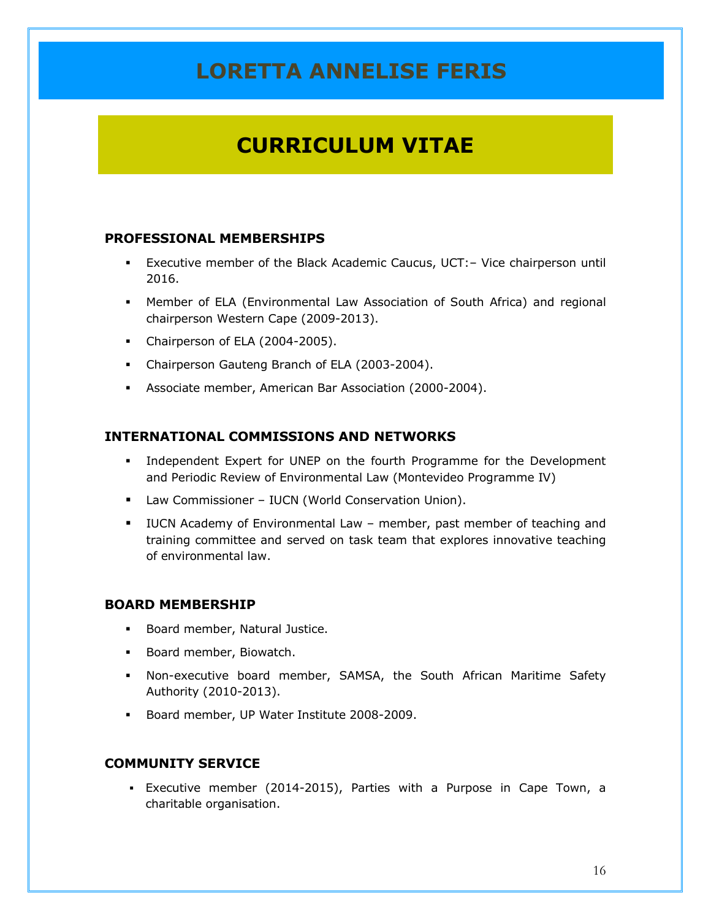# LORETTA ANNELISE FERIS

# CURRICULUM VITAE

### PROFESSIONAL MEMBERSHIPS

- Executive member of the Black Academic Caucus, UCT:– Vice chairperson until 2016.
- Member of ELA (Environmental Law Association of South Africa) and regional chairperson Western Cape (2009-2013).
- Chairperson of ELA (2004-2005).
- Chairperson Gauteng Branch of ELA (2003-2004).
- Associate member, American Bar Association (2000-2004).

### INTERNATIONAL COMMISSIONS AND NETWORKS

- Independent Expert for UNEP on the fourth Programme for the Development and Periodic Review of Environmental Law (Montevideo Programme IV)
- Law Commissioner – IUCN (World Conservation Union).
- IUCN Academy of Environmental Law – member, past member of teaching and training committee and served on task team that explores innovative teaching of environmental law.

### BOARD MEMBERSHIP

- Board member, Natural Justice.
- Board member, Biowatch.
- Non-executive board member, SAMSA, the South African Maritime Safety Authority (2010-2013).
- Board member, UP Water Institute 2008-2009.

### COMMUNITY SERVICE

- Executive member (2014-2015), Parties with a Purpose in Cape Town, a charitable organisation.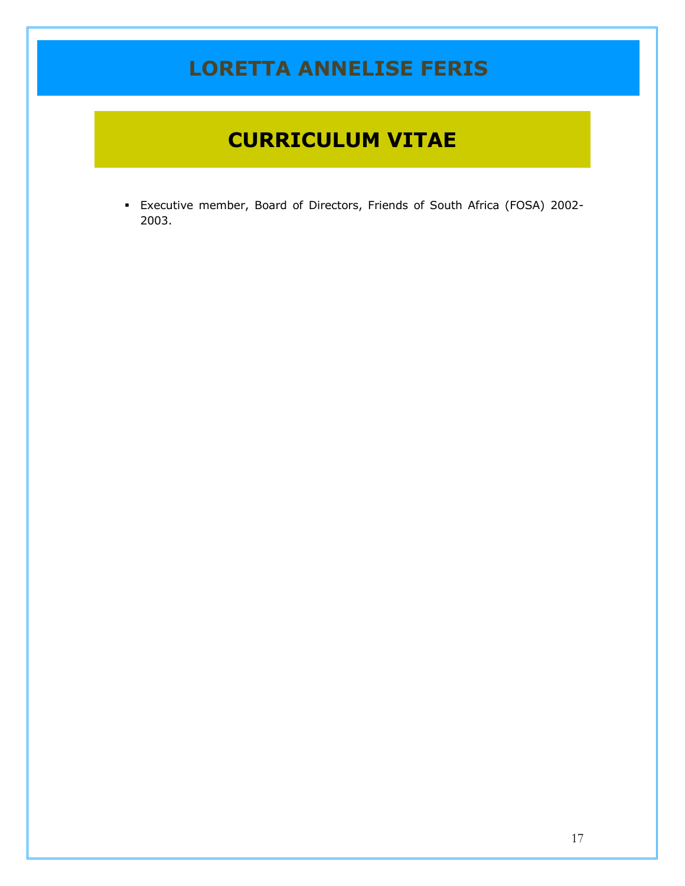# LORETTA ANNELISE FERIS

## CURRICULUM VITAE

- Executive member, Board of Directors, Friends of South Africa (FOSA) 2002-2003.